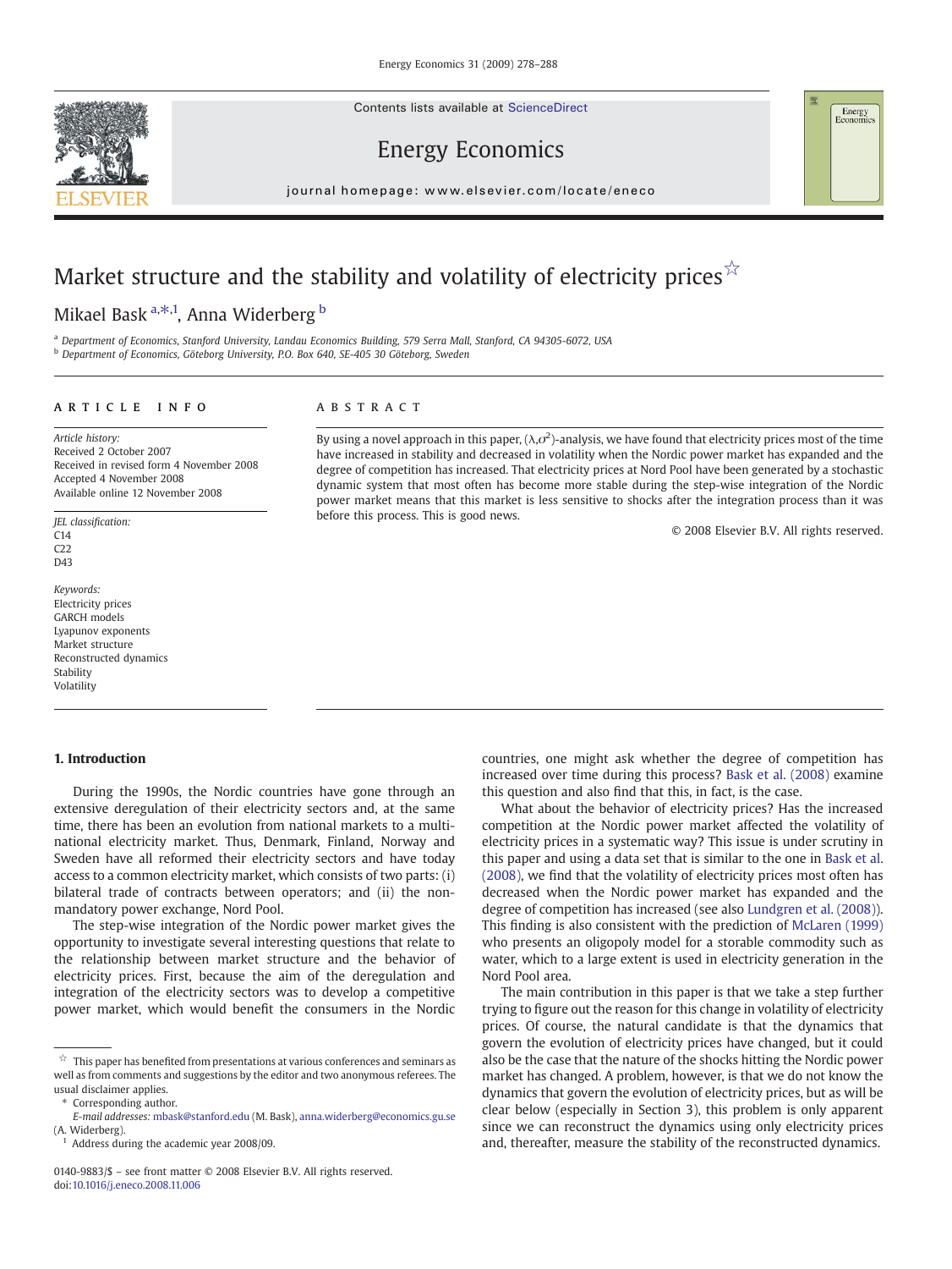# Market structure and the stability and volatility of electricity prices[☆]

Mikael Bask [a,*,1], Anna Widerberg [b]

[a] Department of Economics, Stanford University, Landau Economics Building, 579 Serra Mall, Stanford, CA 94305-6072, USA
[b] Department of Economics, Göteborg University, P.O. Box 640, SE-405 30 Göteborg, Sweden

## ARTICLE INFO

*Article history:*
Received 2 October 2007
Received in revised form 4 November 2008
Accepted 4 November 2008
Available online 12 November 2008

*JEL classification:*
C14
C22
D43

*Keywords:*
Electricity prices
GARCH models
Lyapunov exponents
Market structure
Reconstructed dynamics
Stability
Volatility

## ABSTRACT

By using a novel approach in this paper, $(\lambda,\sigma^2)$-analysis, we have found that electricity prices most of the time have increased in stability and decreased in volatility when the Nordic power market has expanded and the degree of competition has increased. That electricity prices at Nord Pool have been generated by a stochastic dynamic system that most often has become more stable during the step-wise integration of the Nordic power market means that this market is less sensitive to shocks after the integration process than it was before this process. This is good news.

© 2008 Elsevier B.V. All rights reserved.

## 1. Introduction

During the 1990s, the Nordic countries have gone through an extensive deregulation of their electricity sectors and, at the same time, there has been an evolution from national markets to a multi-national electricity market. Thus, Denmark, Finland, Norway and Sweden have all reformed their electricity sectors and have today access to a common electricity market, which consists of two parts: (i) bilateral trade of contracts between operators; and (ii) the non-mandatory power exchange, Nord Pool.

The step-wise integration of the Nordic power market gives the opportunity to investigate several interesting questions that relate to the relationship between market structure and the behavior of electricity prices. First, because the aim of the deregulation and integration of the electricity sectors was to develop a competitive power market, which would benefit the consumers in the Nordic countries, one might ask whether the degree of competition has increased over time during this process? Bask et al. (2008) examine this question and also find that this, in fact, is the case.

What about the behavior of electricity prices? Has the increased competition at the Nordic power market affected the volatility of electricity prices in a systematic way? This issue is under scrutiny in this paper and using a data set that is similar to the one in Bask et al. (2008), we find that the volatility of electricity prices most often has decreased when the Nordic power market has expanded and the degree of competition has increased (see also Lundgren et al. (2008)). This finding is also consistent with the prediction of McLaren (1999) who presents an oligopoly model for a storable commodity such as water, which to a large extent is used in electricity generation in the Nord Pool area.

The main contribution in this paper is that we take a step further trying to figure out the reason for this change in volatility of electricity prices. Of course, the natural candidate is that the dynamics that govern the evolution of electricity prices have changed, but it could also be the case that the nature of the shocks hitting the Nordic power market has changed. A problem, however, is that we do not know the dynamics that govern the evolution of electricity prices, but as will be clear below (especially in Section 3), this problem is only apparent since we can reconstruct the dynamics using only electricity prices and, thereafter, measure the stability of the reconstructed dynamics.

---

☆ This paper has benefited from presentations at various conferences and seminars as well as from comments and suggestions by the editor and two anonymous referees. The usual disclaimer applies.

\* Corresponding author.
E-mail addresses: mbask@stanford.edu (M. Bask), anna.widerberg@economics.gu.se (A. Widerberg).

[1] Address during the academic year 2008/09.

0140-9883/$ – see front matter © 2008 Elsevier B.V. All rights reserved.
doi:10.1016/j.eneco.2008.11.006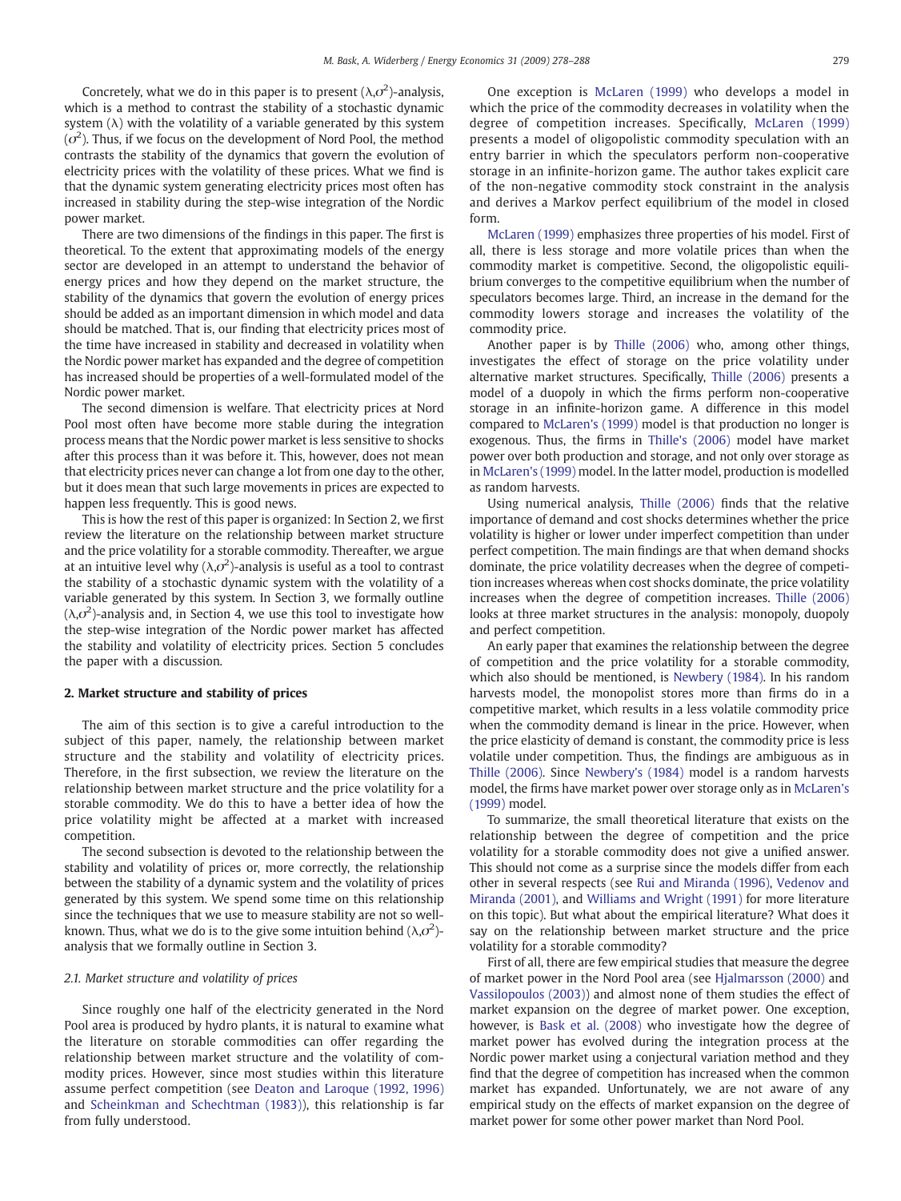Concretely, what we do in this paper is to present $(\lambda,\sigma^2)$-analysis, which is a method to contrast the stability of a stochastic dynamic system ($\lambda$) with the volatility of a variable generated by this system ($\sigma^2$). Thus, if we focus on the development of Nord Pool, the method contrasts the stability of the dynamics that govern the evolution of electricity prices with the volatility of these prices. What we find is that the dynamic system generating electricity prices most often has increased in stability during the step-wise integration of the Nordic power market.

There are two dimensions of the findings in this paper. The first is theoretical. To the extent that approximating models of the energy sector are developed in an attempt to understand the behavior of energy prices and how they depend on the market structure, the stability of the dynamics that govern the evolution of energy prices should be added as an important dimension in which model and data should be matched. That is, our finding that electricity prices most of the time have increased in stability and decreased in volatility when the Nordic power market has expanded and the degree of competition has increased should be properties of a well-formulated model of the Nordic power market.

The second dimension is welfare. That electricity prices at Nord Pool most often have become more stable during the integration process means that the Nordic power market is less sensitive to shocks after this process than it was before it. This, however, does not mean that electricity prices never can change a lot from one day to the other, but it does mean that such large movements in prices are expected to happen less frequently. This is good news.

This is how the rest of this paper is organized: In Section 2, we first review the literature on the relationship between market structure and the price volatility for a storable commodity. Thereafter, we argue at an intuitive level why $(\lambda,\sigma^2)$-analysis is useful as a tool to contrast the stability of a stochastic dynamic system with the volatility of a variable generated by this system. In Section 3, we formally outline $(\lambda,\sigma^2)$-analysis and, in Section 4, we use this tool to investigate how the step-wise integration of the Nordic power market has affected the stability and volatility of electricity prices. Section 5 concludes the paper with a discussion.

## 2. Market structure and stability of prices

The aim of this section is to give a careful introduction to the subject of this paper, namely, the relationship between market structure and the stability and volatility of electricity prices. Therefore, in the first subsection, we review the literature on the relationship between market structure and the price volatility for a storable commodity. We do this to have a better idea of how the price volatility might be affected at a market with increased competition.

The second subsection is devoted to the relationship between the stability and volatility of prices or, more correctly, the relationship between the stability of a dynamic system and the volatility of prices generated by this system. We spend some time on this relationship since the techniques that we use to measure stability are not so well-known. Thus, what we do is to the give some intuition behind $(\lambda,\sigma^2)$-analysis that we formally outline in Section 3.

### 2.1. Market structure and volatility of prices

Since roughly one half of the electricity generated in the Nord Pool area is produced by hydro plants, it is natural to examine what the literature on storable commodities can offer regarding the relationship between market structure and the volatility of commodity prices. However, since most studies within this literature assume perfect competition (see Deaton and Laroque (1992, 1996) and Scheinkman and Schechtman (1983)), this relationship is far from fully understood.

One exception is McLaren (1999) who develops a model in which the price of the commodity decreases in volatility when the degree of competition increases. Specifically, McLaren (1999) presents a model of oligopolistic commodity speculation with an entry barrier in which the speculators perform non-cooperative storage in an infinite-horizon game. The author takes explicit care of the non-negative commodity stock constraint in the analysis and derives a Markov perfect equilibrium of the model in closed form.

McLaren (1999) emphasizes three properties of his model. First of all, there is less storage and more volatile prices than when the commodity market is competitive. Second, the oligopolistic equilibrium converges to the competitive equilibrium when the number of speculators becomes large. Third, an increase in the demand for the commodity lowers storage and increases the volatility of the commodity price.

Another paper is by Thille (2006) who, among other things, investigates the effect of storage on the price volatility under alternative market structures. Specifically, Thille (2006) presents a model of a duopoly in which the firms perform non-cooperative storage in an infinite-horizon game. A difference in this model compared to McLaren's (1999) model is that production no longer is exogenous. Thus, the firms in Thille's (2006) model have market power over both production and storage, and not only over storage as in McLaren's (1999) model. In the latter model, production is modelled as random harvests.

Using numerical analysis, Thille (2006) finds that the relative importance of demand and cost shocks determines whether the price volatility is higher or lower under imperfect competition than under perfect competition. The main findings are that when demand shocks dominate, the price volatility decreases when the degree of competition increases whereas when cost shocks dominate, the price volatility increases when the degree of competition increases. Thille (2006) looks at three market structures in the analysis: monopoly, duopoly and perfect competition.

An early paper that examines the relationship between the degree of competition and the price volatility for a storable commodity, which also should be mentioned, is Newbery (1984). In his random harvests model, the monopolist stores more than firms do in a competitive market, which results in a less volatile commodity price when the commodity demand is linear in the price. However, when the price elasticity of demand is constant, the commodity price is less volatile under competition. Thus, the findings are ambiguous as in Thille (2006). Since Newbery's (1984) model is a random harvests model, the firms have market power over storage only as in McLaren's (1999) model.

To summarize, the small theoretical literature that exists on the relationship between the degree of competition and the price volatility for a storable commodity does not give a unified answer. This should not come as a surprise since the models differ from each other in several respects (see Rui and Miranda (1996), Vedenov and Miranda (2001), and Williams and Wright (1991) for more literature on this topic). But what about the empirical literature? What does it say on the relationship between market structure and the price volatility for a storable commodity?

First of all, there are few empirical studies that measure the degree of market power in the Nord Pool area (see Hjalmarsson (2000) and Vassilopoulos (2003)) and almost none of them studies the effect of market expansion on the degree of market power. One exception, however, is Bask et al. (2008) who investigate how the degree of market power has evolved during the integration process at the Nordic power market using a conjectural variation method and they find that the degree of competition has increased when the common market has expanded. Unfortunately, we are not aware of any empirical study on the effects of market expansion on the degree of market power for some other power market than Nord Pool.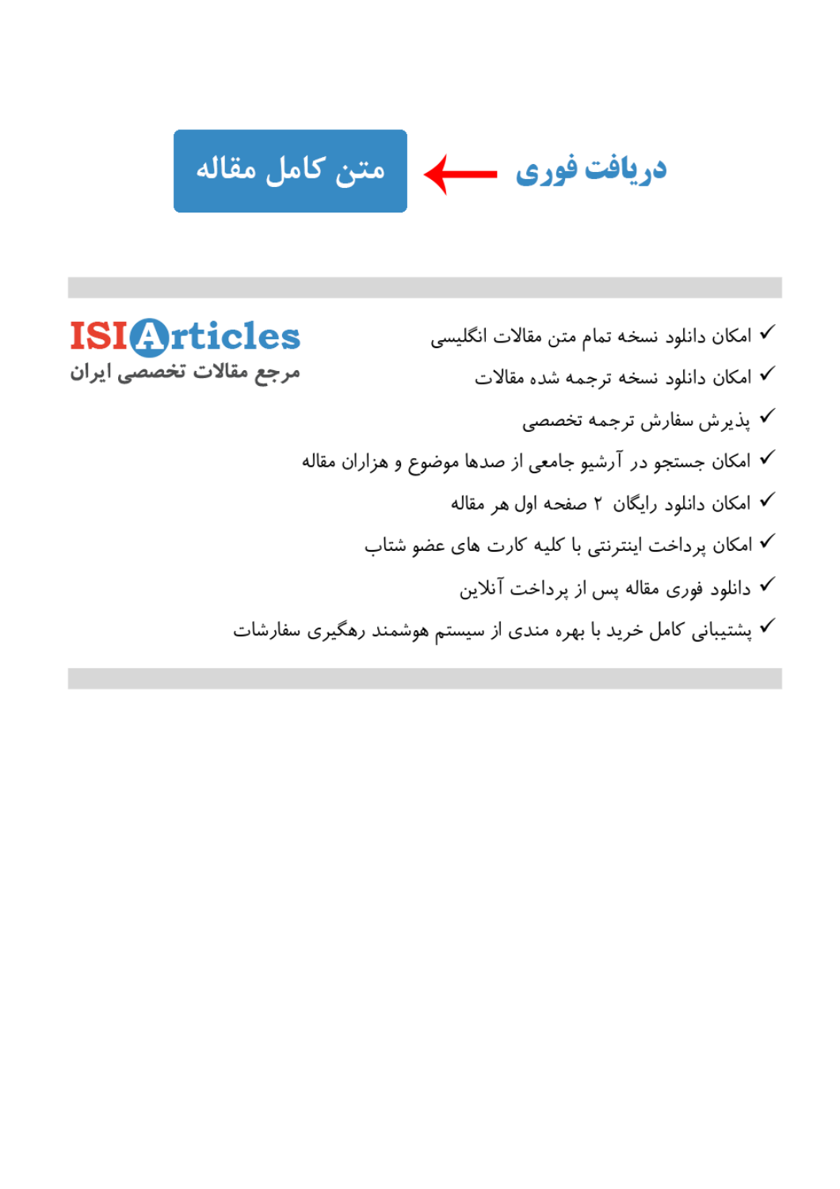دریافت فوری ← **متن کامل مقاله**

ISIArticles
مرجع مقالات تخصصی ایران

- ✓ امکان دانلود نسخه تمام متن مقالات انگلیسی
- ✓ امکان دانلود نسخه ترجمه شده مقالات
- ✓ پذیرش سفارش ترجمه تخصصی
- ✓ امکان جستجو در آرشیو جامعی از صدها موضوع و هزاران مقاله
- ✓ امکان دانلود رایگان ۲ صفحه اول هر مقاله
- ✓ امکان پرداخت اینترنتی با کلیه کارت های عضو شتاب
- ✓ دانلود فوری مقاله پس از پرداخت آنلاین
- ✓ پشتیبانی کامل خرید با بهره مندی از سیستم هوشمند رهگیری سفارشات